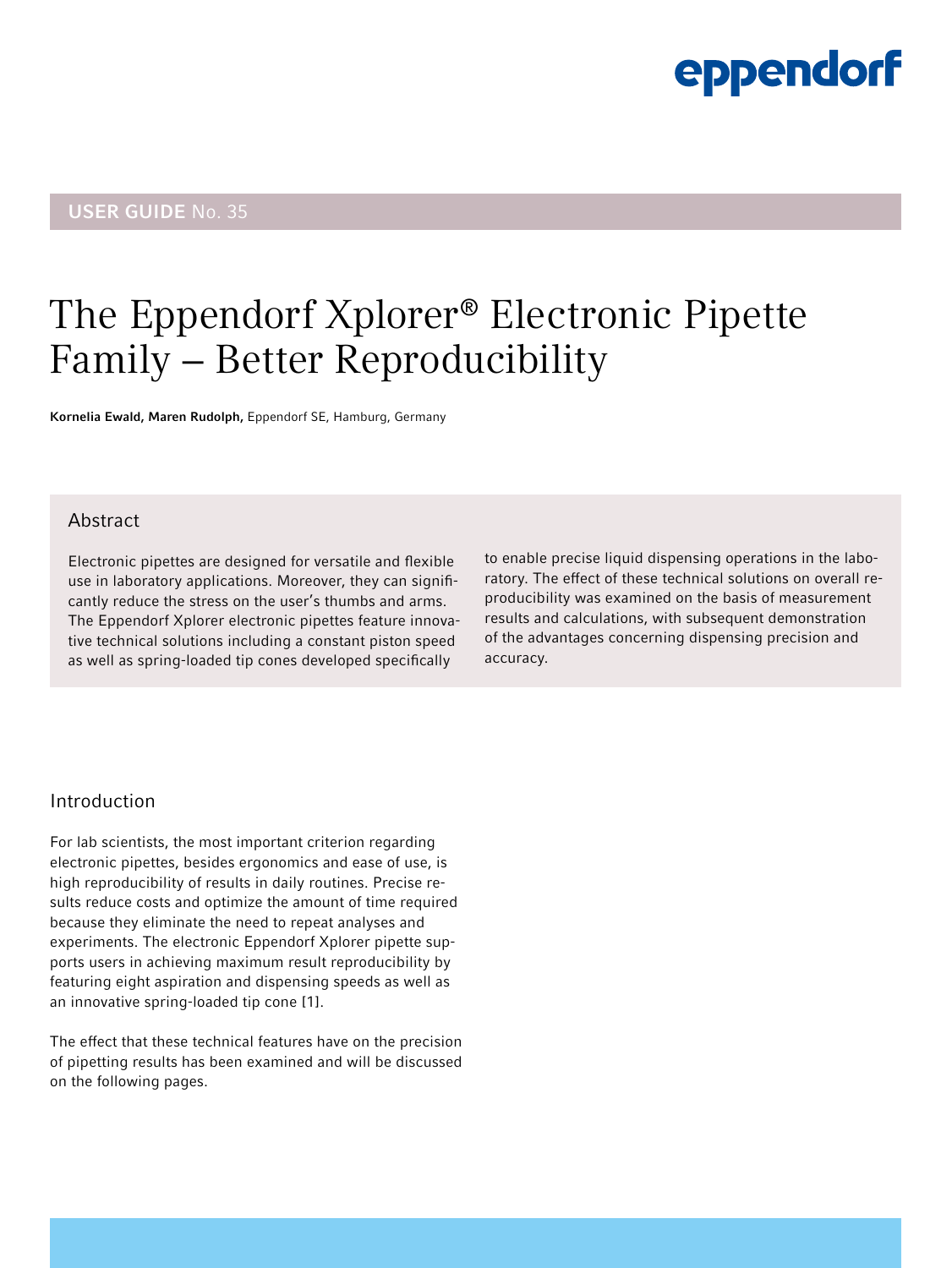**USER GUIDE** No. 35

# The Eppendorf Xplorer® Electronic Pipette Family – Better Reproducibility

**Kornelia Ewald, Maren Rudolph,** Eppendorf SE, Hamburg, Germany

## Abstract

Electronic pipettes are designed for versatile and flexible use in laboratory applications. Moreover, they can significantly reduce the stress on the user's thumbs and arms. The Eppendorf Xplorer electronic pipettes feature innovative technical solutions including a constant piston speed as well as spring-loaded tip cones developed specifically to enable precise liquid dispensing operations in the laboratory. The effect of these technical solutions on overall reproducibility was examined on the basis of measurement results and calculations, with subsequent demonstration of the advantages concerning dispensing precision and accuracy.

## Introduction

For lab scientists, the most important criterion regarding electronic pipettes, besides ergonomics and ease of use, is high reproducibility of results in daily routines. Precise results reduce costs and optimize the amount of time required because they eliminate the need to repeat analyses and experiments. The electronic Eppendorf Xplorer pipette supports users in achieving maximum result reproducibility by featuring eight aspiration and dispensing speeds as well as an innovative spring-loaded tip cone [1].

The effect that these technical features have on the precision of pipetting results has been examined and will be discussed on the following pages.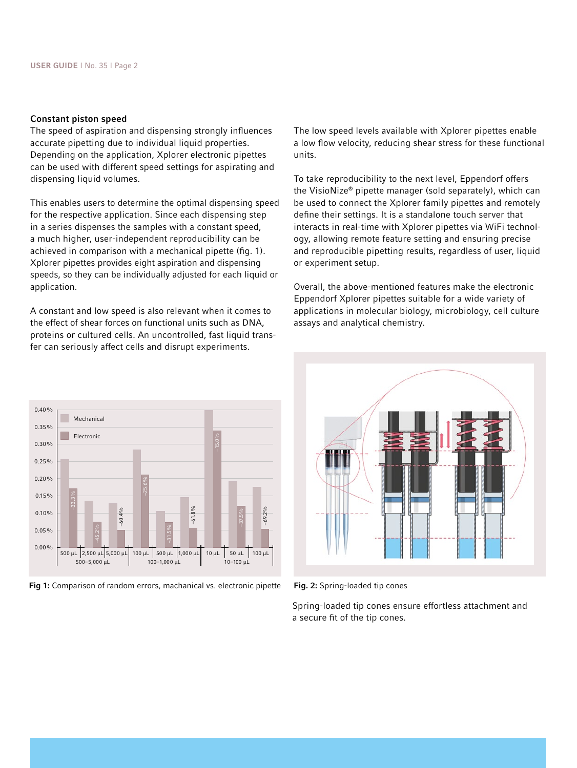### Constant piston speed

The speed of aspiration and dispensing strongly influences accurate pipetting due to individual liquid properties. Depending on the application, Xplorer electronic pipettes can be used with different speed settings for aspirating and dispensing liquid volumes.

This enables users to determine the optimal dispensing speed for the respective application. Since each dispensing step in a series dispenses the samples with a constant speed, a much higher, user-independent reproducibility can be achieved in comparison with a mechanical pipette (fig. 1). Xplorer pipettes provides eight aspiration and dispensing speeds, so they can be individually adjusted for each liquid or application.

A constant and low speed is also relevant when it comes to the effect of shear forces on functional units such as DNA, proteins or cultured cells. An uncontrolled, fast liquid transfer can seriously affect cells and disrupt experiments.

The low speed levels available with Xplorer pipettes enable a low flow velocity, reducing shear stress for these functional units.

To take reproducibility to the next level, Eppendorf offers the VisioNize® pipette manager (sold separately), which can be used to connect the Xplorer family pipettes and remotely define their settings. It is a standalone touch server that interacts in real-time with Xplorer pipettes via WiFi technology, allowing remote feature setting and ensuring precise and reproducible pipetting results, regardless of user, liquid or experiment setup.

Overall, the above-mentioned features make the electronic Eppendorf Xplorer pipettes suitable for a wide variety of applications in molecular biology, microbiology, cell culture assays and analytical chemistry.

**Fig 1:** Comparison of random errors, machanical vs. electronic pipette

**Fig. 2:** Spring-loaded tip cones

Spring-loaded tip cones ensure effortless attachment and a secure fit of the tip cones.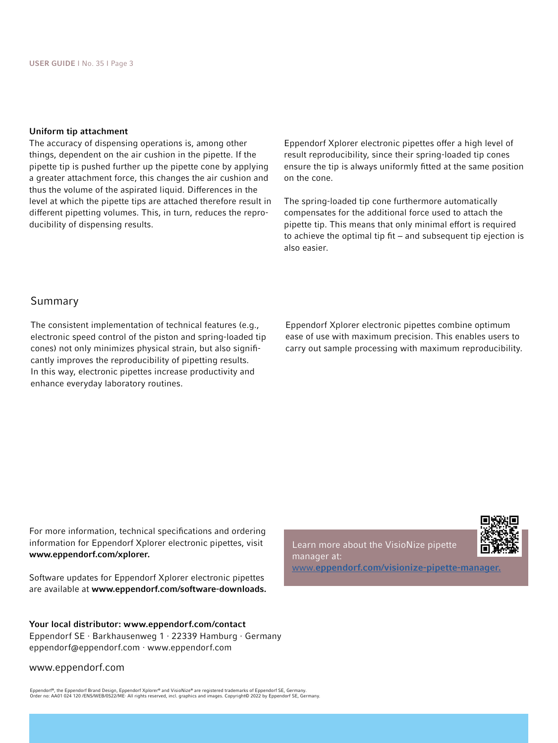### Uniform tip attachment

The accuracy of dispensing operations is, among other things, dependent on the air cushion in the pipette. If the pipette tip is pushed further up the pipette cone by applying a greater attachment force, this changes the air cushion and thus the volume of the aspirated liquid. Differences in the level at which the pipette tips are attached therefore result in different pipetting volumes. This, in turn, reduces the reproducibility of dispensing results.

Eppendorf Xplorer electronic pipettes offer a high level of result reproducibility, since their spring-loaded tip cones ensure the tip is always uniformly fitted at the same position on the cone.

The spring-loaded tip cone furthermore automatically compensates for the additional force used to attach the pipette tip. This means that only minimal effort is required to achieve the optimal tip fit – and subsequent tip ejection is also easier.

## Summary

The consistent implementation of technical features (e.g., electronic speed control of the piston and spring-loaded tip cones) not only minimizes physical strain, but also significantly improves the reproducibility of pipetting results. In this way, electronic pipettes increase productivity and enhance everyday laboratory routines.

Eppendorf Xplorer electronic pipettes combine optimum ease of use with maximum precision. This enables users to carry out sample processing with maximum reproducibility.

For more information, technical specifications and ordering information for Eppendorf Xplorer electronic pipettes, visit **www.eppendorf.com/xplorer.**

Software updates for Eppendorf Xplorer electronic pipettes are available at **www.eppendorf.com/software-downloads.**

Learn more about the VisioNize pipette manager at:
www.**eppendorf.com/visionize-pipette-manager.**

**Your local distributor: www.eppendorf.com/contact**
Eppendorf SE · Barkhausenweg 1 · 22339 Hamburg · Germany
eppendorf@eppendorf.com · www.eppendorf.com

www.eppendorf.com

Eppendorf®, the Eppendorf Brand Design, Eppendorf Xplorer® and VisioNize® are registered trademarks of Eppendorf SE, Germany.
Order no: AA01 024 120 /EN5/WEB/0522/ME· All rights reserved, incl. graphics and images. Copyright© 2022 by Eppendorf SE, Germany.